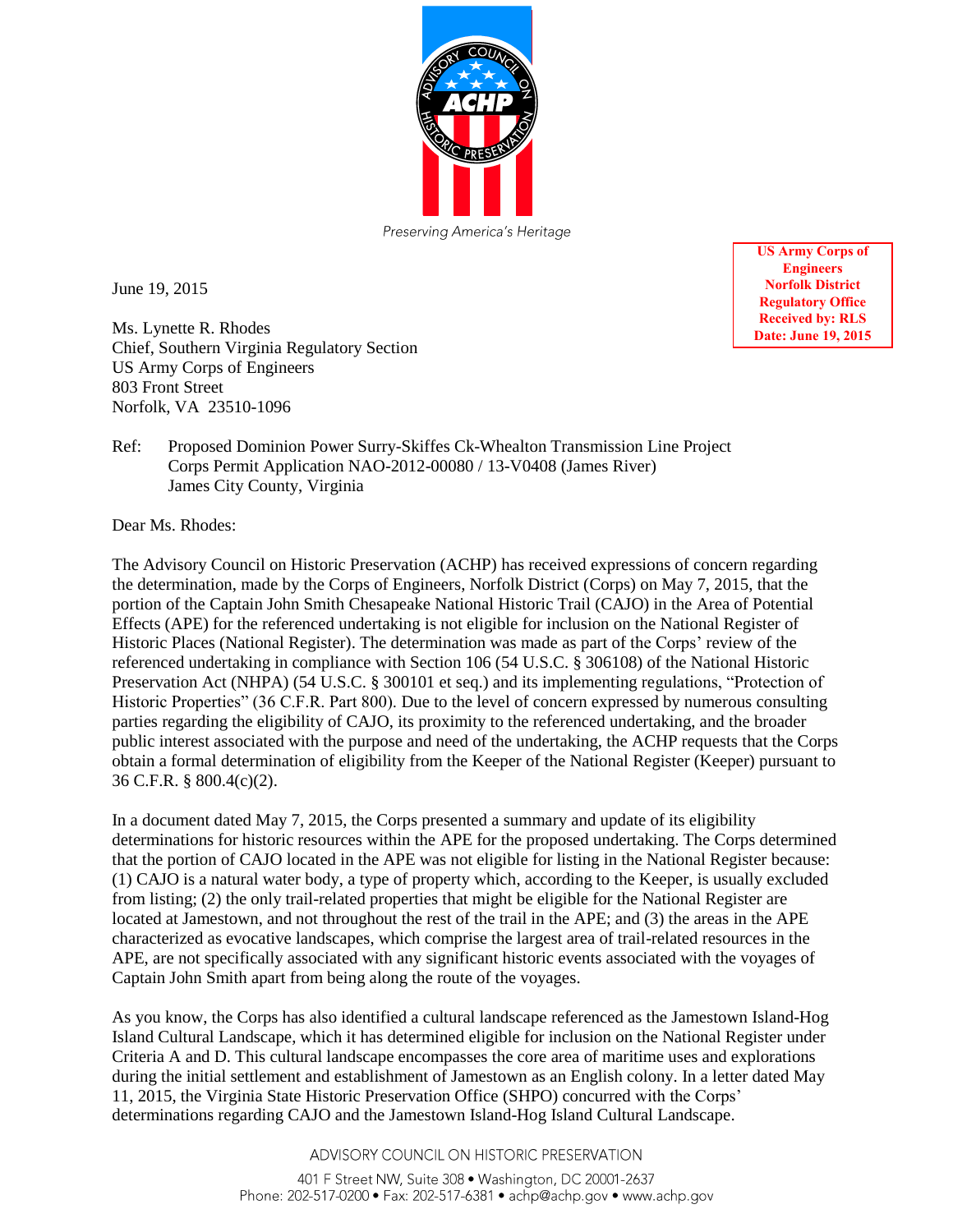Preserving America's Heritage

**US Army Corps of Engineers**
**Norfolk District**
**Regulatory Office**
**Received by: RLS**
**Date: June 19, 2015**

June 19, 2015

Ms. Lynette R. Rhodes
Chief, Southern Virginia Regulatory Section
US Army Corps of Engineers
803 Front Street
Norfolk, VA 23510-1096

Ref: Proposed Dominion Power Surry-Skiffes Ck-Whealton Transmission Line Project
Corps Permit Application NAO-2012-00080 / 13-V0408 (James River)
James City County, Virginia

Dear Ms. Rhodes:

The Advisory Council on Historic Preservation (ACHP) has received expressions of concern regarding the determination, made by the Corps of Engineers, Norfolk District (Corps) on May 7, 2015, that the portion of the Captain John Smith Chesapeake National Historic Trail (CAJO) in the Area of Potential Effects (APE) for the referenced undertaking is not eligible for inclusion on the National Register of Historic Places (National Register). The determination was made as part of the Corps' review of the referenced undertaking in compliance with Section 106 (54 U.S.C. § 306108) of the National Historic Preservation Act (NHPA) (54 U.S.C. § 300101 et seq.) and its implementing regulations, "Protection of Historic Properties" (36 C.F.R. Part 800). Due to the level of concern expressed by numerous consulting parties regarding the eligibility of CAJO, its proximity to the referenced undertaking, and the broader public interest associated with the purpose and need of the undertaking, the ACHP requests that the Corps obtain a formal determination of eligibility from the Keeper of the National Register (Keeper) pursuant to 36 C.F.R. § 800.4(c)(2).

In a document dated May 7, 2015, the Corps presented a summary and update of its eligibility determinations for historic resources within the APE for the proposed undertaking. The Corps determined that the portion of CAJO located in the APE was not eligible for listing in the National Register because: (1) CAJO is a natural water body, a type of property which, according to the Keeper, is usually excluded from listing; (2) the only trail-related properties that might be eligible for the National Register are located at Jamestown, and not throughout the rest of the trail in the APE; and (3) the areas in the APE characterized as evocative landscapes, which comprise the largest area of trail-related resources in the APE, are not specifically associated with any significant historic events associated with the voyages of Captain John Smith apart from being along the route of the voyages.

As you know, the Corps has also identified a cultural landscape referenced as the Jamestown Island-Hog Island Cultural Landscape, which it has determined eligible for inclusion on the National Register under Criteria A and D. This cultural landscape encompasses the core area of maritime uses and explorations during the initial settlement and establishment of Jamestown as an English colony. In a letter dated May 11, 2015, the Virginia State Historic Preservation Office (SHPO) concurred with the Corps' determinations regarding CAJO and the Jamestown Island-Hog Island Cultural Landscape.

ADVISORY COUNCIL ON HISTORIC PRESERVATION

401 F Street NW, Suite 308 • Washington, DC 20001-2637
Phone: 202-517-0200 • Fax: 202-517-6381 • achp@achp.gov • www.achp.gov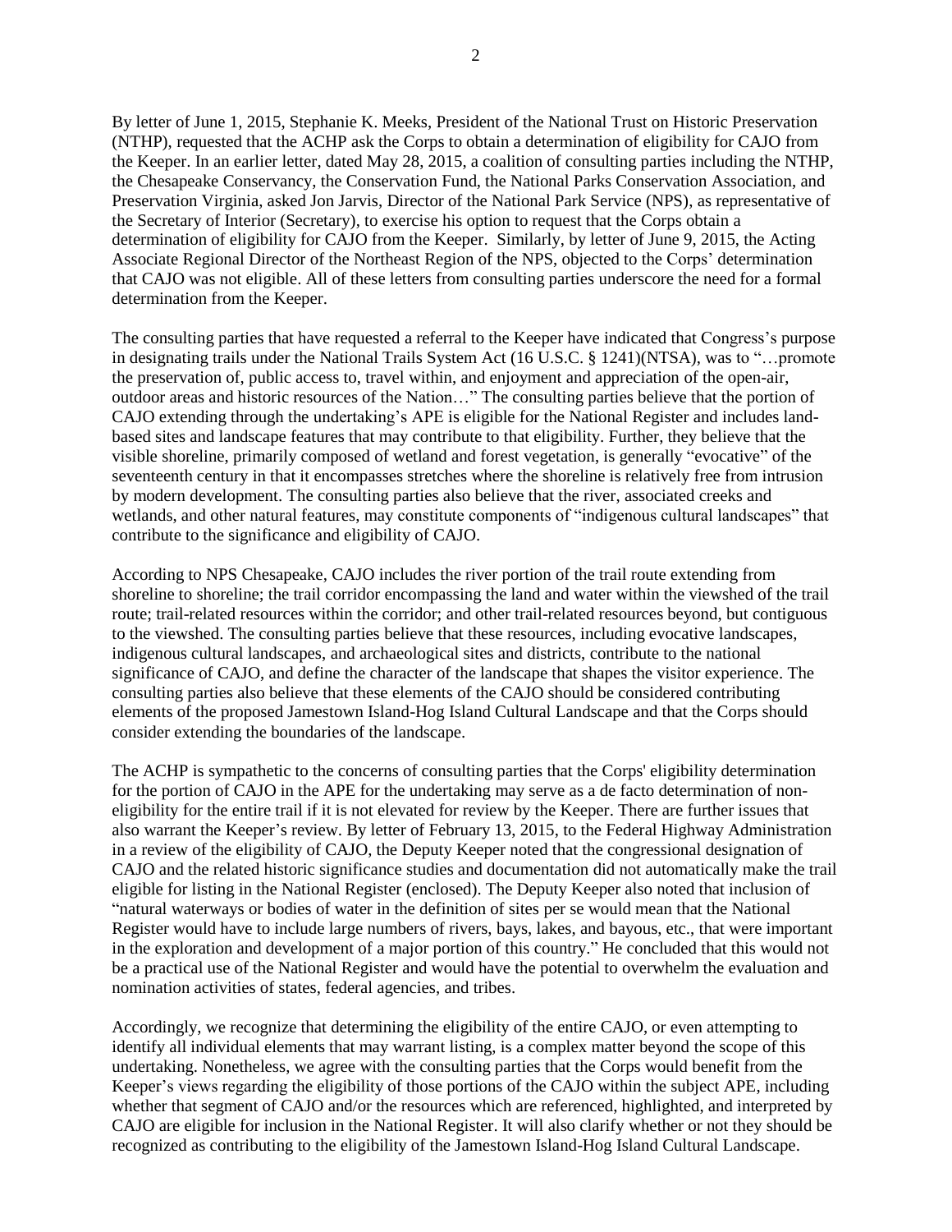By letter of June 1, 2015, Stephanie K. Meeks, President of the National Trust on Historic Preservation (NTHP), requested that the ACHP ask the Corps to obtain a determination of eligibility for CAJO from the Keeper. In an earlier letter, dated May 28, 2015, a coalition of consulting parties including the NTHP, the Chesapeake Conservancy, the Conservation Fund, the National Parks Conservation Association, and Preservation Virginia, asked Jon Jarvis, Director of the National Park Service (NPS), as representative of the Secretary of Interior (Secretary), to exercise his option to request that the Corps obtain a determination of eligibility for CAJO from the Keeper. Similarly, by letter of June 9, 2015, the Acting Associate Regional Director of the Northeast Region of the NPS, objected to the Corps' determination that CAJO was not eligible. All of these letters from consulting parties underscore the need for a formal determination from the Keeper.

The consulting parties that have requested a referral to the Keeper have indicated that Congress's purpose in designating trails under the National Trails System Act (16 U.S.C. § 1241)(NTSA), was to "…promote the preservation of, public access to, travel within, and enjoyment and appreciation of the open-air, outdoor areas and historic resources of the Nation…" The consulting parties believe that the portion of CAJO extending through the undertaking's APE is eligible for the National Register and includes land-based sites and landscape features that may contribute to that eligibility. Further, they believe that the visible shoreline, primarily composed of wetland and forest vegetation, is generally "evocative" of the seventeenth century in that it encompasses stretches where the shoreline is relatively free from intrusion by modern development. The consulting parties also believe that the river, associated creeks and wetlands, and other natural features, may constitute components of "indigenous cultural landscapes" that contribute to the significance and eligibility of CAJO.

According to NPS Chesapeake, CAJO includes the river portion of the trail route extending from shoreline to shoreline; the trail corridor encompassing the land and water within the viewshed of the trail route; trail-related resources within the corridor; and other trail-related resources beyond, but contiguous to the viewshed. The consulting parties believe that these resources, including evocative landscapes, indigenous cultural landscapes, and archaeological sites and districts, contribute to the national significance of CAJO, and define the character of the landscape that shapes the visitor experience. The consulting parties also believe that these elements of the CAJO should be considered contributing elements of the proposed Jamestown Island-Hog Island Cultural Landscape and that the Corps should consider extending the boundaries of the landscape.

The ACHP is sympathetic to the concerns of consulting parties that the Corps' eligibility determination for the portion of CAJO in the APE for the undertaking may serve as a de facto determination of non-eligibility for the entire trail if it is not elevated for review by the Keeper. There are further issues that also warrant the Keeper's review. By letter of February 13, 2015, to the Federal Highway Administration in a review of the eligibility of CAJO, the Deputy Keeper noted that the congressional designation of CAJO and the related historic significance studies and documentation did not automatically make the trail eligible for listing in the National Register (enclosed). The Deputy Keeper also noted that inclusion of "natural waterways or bodies of water in the definition of sites per se would mean that the National Register would have to include large numbers of rivers, bays, lakes, and bayous, etc., that were important in the exploration and development of a major portion of this country." He concluded that this would not be a practical use of the National Register and would have the potential to overwhelm the evaluation and nomination activities of states, federal agencies, and tribes.

Accordingly, we recognize that determining the eligibility of the entire CAJO, or even attempting to identify all individual elements that may warrant listing, is a complex matter beyond the scope of this undertaking. Nonetheless, we agree with the consulting parties that the Corps would benefit from the Keeper's views regarding the eligibility of those portions of the CAJO within the subject APE, including whether that segment of CAJO and/or the resources which are referenced, highlighted, and interpreted by CAJO are eligible for inclusion in the National Register. It will also clarify whether or not they should be recognized as contributing to the eligibility of the Jamestown Island-Hog Island Cultural Landscape.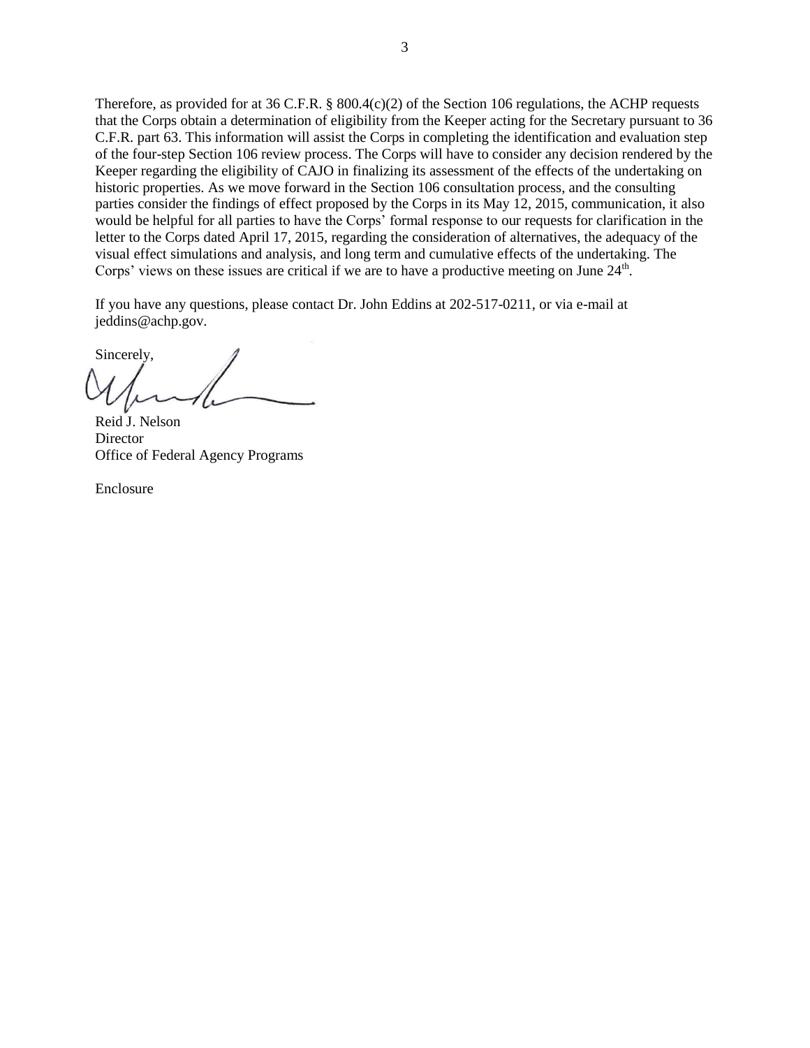Therefore, as provided for at 36 C.F.R. § 800.4(c)(2) of the Section 106 regulations, the ACHP requests that the Corps obtain a determination of eligibility from the Keeper acting for the Secretary pursuant to 36 C.F.R. part 63. This information will assist the Corps in completing the identification and evaluation step of the four-step Section 106 review process. The Corps will have to consider any decision rendered by the Keeper regarding the eligibility of CAJO in finalizing its assessment of the effects of the undertaking on historic properties. As we move forward in the Section 106 consultation process, and the consulting parties consider the findings of effect proposed by the Corps in its May 12, 2015, communication, it also would be helpful for all parties to have the Corps' formal response to our requests for clarification in the letter to the Corps dated April 17, 2015, regarding the consideration of alternatives, the adequacy of the visual effect simulations and analysis, and long term and cumulative effects of the undertaking. The Corps' views on these issues are critical if we are to have a productive meeting on June 24th.

If you have any questions, please contact Dr. John Eddins at 202-517-0211, or via e-mail at jeddins@achp.gov.

Sincerely,

Reid J. Nelson
Director
Office of Federal Agency Programs

Enclosure